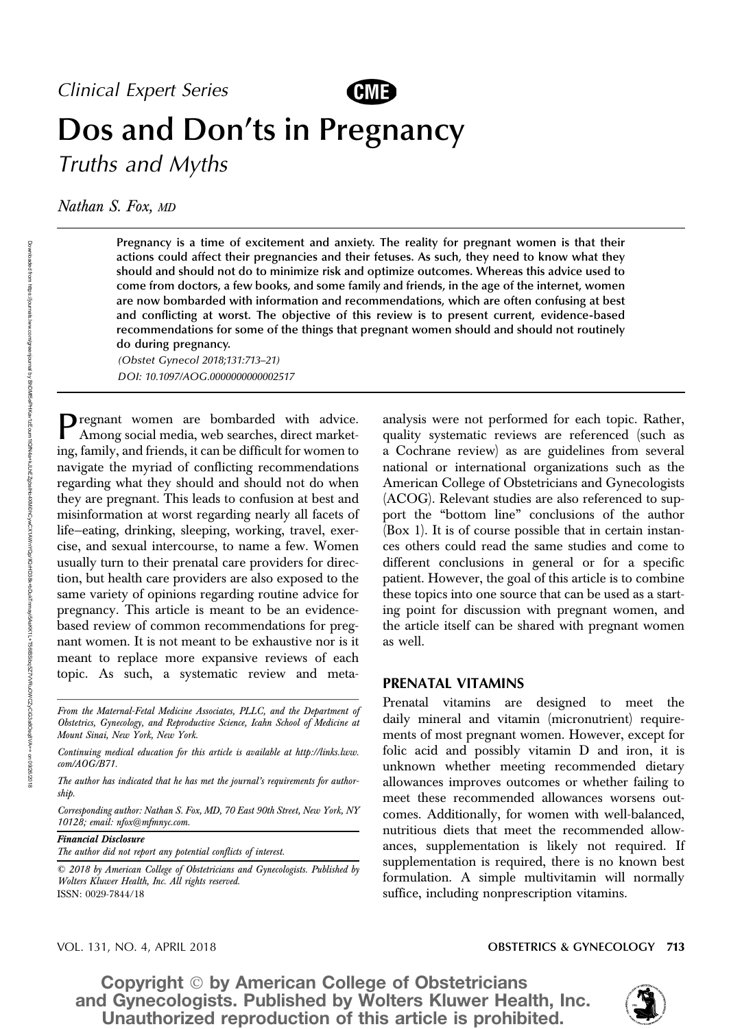*Clinical Expert Series*

CME

# Dos and Don'ts in Pregnancy

*Truths and Myths*

*Nathan S. Fox, MD*

**Pregnancy is a time of excitement and anxiety. The reality for pregnant women is that their actions could affect their pregnancies and their fetuses. As such, they need to know what they should and should not do to minimize risk and optimize outcomes. Whereas this advice used to come from doctors, a few books, and some family and friends, in the age of the internet, women are now bombarded with information and recommendations, which are often confusing at best and conflicting at worst. The objective of this review is to present current, evidence-based recommendations for some of the things that pregnant women should and should not routinely do during pregnancy.**

*(Obstet Gynecol 2018;131:713–21)*

*DOI: 10.1097/AOG.0000000000002517*

Pregnant women are bombarded with advice. Among social media, web searches, direct marketing, family, and friends, it can be difficult for women to navigate the myriad of conflicting recommendations regarding what they should and should not do when they are pregnant. This leads to confusion at best and misinformation at worst regarding nearly all facets of life–eating, drinking, sleeping, working, travel, exercise, and sexual intercourse, to name a few. Women usually turn to their prenatal care providers for direction, but health care providers are also exposed to the same variety of opinions regarding routine advice for pregnancy. This article is meant to be an evidence-based review of common recommendations for pregnant women. It is not meant to be exhaustive nor is it meant to replace more expansive reviews of each topic. As such, a systematic review and meta-analysis were not performed for each topic. Rather, quality systematic reviews are referenced (such as a Cochrane review) as are guidelines from several national or international organizations such as the American College of Obstetricians and Gynecologists (ACOG). Relevant studies are also referenced to support the "bottom line" conclusions of the author (Box 1). It is of course possible that in certain instances others could read the same studies and come to different conclusions in general or for a specific patient. However, the goal of this article is to combine these topics into one source that can be used as a starting point for discussion with pregnant women, and the article itself can be shared with pregnant women as well.

*From the Maternal-Fetal Medicine Associates, PLLC, and the Department of Obstetrics, Gynecology, and Reproductive Science, Icahn School of Medicine at Mount Sinai, New York, New York.*

*Continuing medical education for this article is available at http://links.lww.com/AOG/B71.*

*The author has indicated that he has met the journal's requirements for authorship.*

*Corresponding author: Nathan S. Fox, MD, 70 East 90th Street, New York, NY 10128; email: nfox@mfmnyc.com.*

***Financial Disclosure***

*The author did not report any potential conflicts of interest.*

*© 2018 by American College of Obstetricians and Gynecologists. Published by Wolters Kluwer Health, Inc. All rights reserved.*

ISSN: 0029-7844/18

## PRENATAL VITAMINS

Prenatal vitamins are designed to meet the daily mineral and vitamin (micronutrient) requirements of most pregnant women. However, except for folic acid and possibly vitamin D and iron, it is unknown whether meeting recommended dietary allowances improves outcomes or whether failing to meet these recommended allowances worsens outcomes. Additionally, for women with well-balanced, nutritious diets that meet the recommended allowances, supplementation is likely not required. If supplementation is required, there is no known best formulation. A simple multivitamin will normally suffice, including nonprescription vitamins.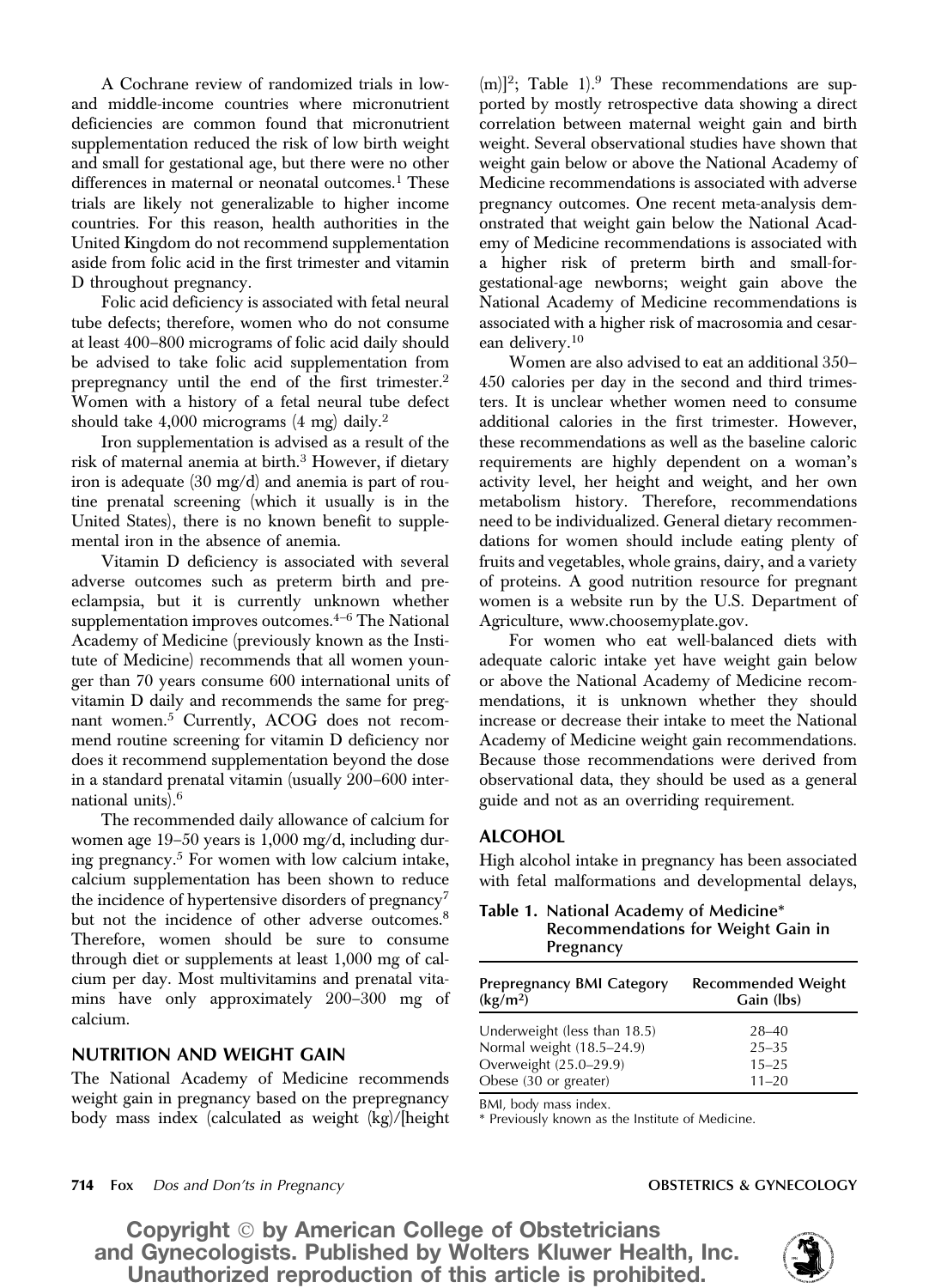A Cochrane review of randomized trials in low- and middle-income countries where micronutrient deficiencies are common found that micronutrient supplementation reduced the risk of low birth weight and small for gestational age, but there were no other differences in maternal or neonatal outcomes.[1] These trials are likely not generalizable to higher income countries. For this reason, health authorities in the United Kingdom do not recommend supplementation aside from folic acid in the first trimester and vitamin D throughout pregnancy.

Folic acid deficiency is associated with fetal neural tube defects; therefore, women who do not consume at least 400–800 micrograms of folic acid daily should be advised to take folic acid supplementation from prepregnancy until the end of the first trimester.[2] Women with a history of a fetal neural tube defect should take 4,000 micrograms (4 mg) daily.[2]

Iron supplementation is advised as a result of the risk of maternal anemia at birth.[3] However, if dietary iron is adequate (30 mg/d) and anemia is part of routine prenatal screening (which it usually is in the United States), there is no known benefit to supplemental iron in the absence of anemia.

Vitamin D deficiency is associated with several adverse outcomes such as preterm birth and preeclampsia, but it is currently unknown whether supplementation improves outcomes.[4–6] The National Academy of Medicine (previously known as the Institute of Medicine) recommends that all women younger than 70 years consume 600 international units of vitamin D daily and recommends the same for pregnant women.[5] Currently, ACOG does not recommend routine screening for vitamin D deficiency nor does it recommend supplementation beyond the dose in a standard prenatal vitamin (usually 200–600 international units).[6]

The recommended daily allowance of calcium for women age 19–50 years is 1,000 mg/d, including during pregnancy.[5] For women with low calcium intake, calcium supplementation has been shown to reduce the incidence of hypertensive disorders of pregnancy[7] but not the incidence of other adverse outcomes.[8] Therefore, women should be sure to consume through diet or supplements at least 1,000 mg of calcium per day. Most multivitamins and prenatal vitamins have only approximately 200–300 mg of calcium.

## NUTRITION AND WEIGHT GAIN

The National Academy of Medicine recommends weight gain in pregnancy based on the prepregnancy body mass index (calculated as weight (kg)/[height (m)]$^2$; Table 1).[9] These recommendations are supported by mostly retrospective data showing a direct correlation between maternal weight gain and birth weight. Several observational studies have shown that weight gain below or above the National Academy of Medicine recommendations is associated with adverse pregnancy outcomes. One recent meta-analysis demonstrated that weight gain below the National Academy of Medicine recommendations is associated with a higher risk of preterm birth and small-for-gestational-age newborns; weight gain above the National Academy of Medicine recommendations is associated with a higher risk of macrosomia and cesarean delivery.[10]

Women are also advised to eat an additional 350–450 calories per day in the second and third trimesters. It is unclear whether women need to consume additional calories in the first trimester. However, these recommendations as well as the baseline caloric requirements are highly dependent on a woman's activity level, her height and weight, and her own metabolism history. Therefore, recommendations need to be individualized. General dietary recommendations for women should include eating plenty of fruits and vegetables, whole grains, dairy, and a variety of proteins. A good nutrition resource for pregnant women is a website run by the U.S. Department of Agriculture, www.choosemyplate.gov.

For women who eat well-balanced diets with adequate caloric intake yet have weight gain below or above the National Academy of Medicine recommendations, it is unknown whether they should increase or decrease their intake to meet the National Academy of Medicine weight gain recommendations. Because those recommendations were derived from observational data, they should be used as a general guide and not as an overriding requirement.

## ALCOHOL

High alcohol intake in pregnancy has been associated with fetal malformations and developmental delays,

**Table 1. National Academy of Medicine* Recommendations for Weight Gain in Pregnancy**

| Prepregnancy BMI Category (kg/m$^2$) | Recommended Weight Gain (lbs) |
|---|---|
| Underweight (less than 18.5) | 28–40 |
| Normal weight (18.5–24.9) | 25–35 |
| Overweight (25.0–29.9) | 15–25 |
| Obese (30 or greater) | 11–20 |

BMI, body mass index.
* Previously known as the Institute of Medicine.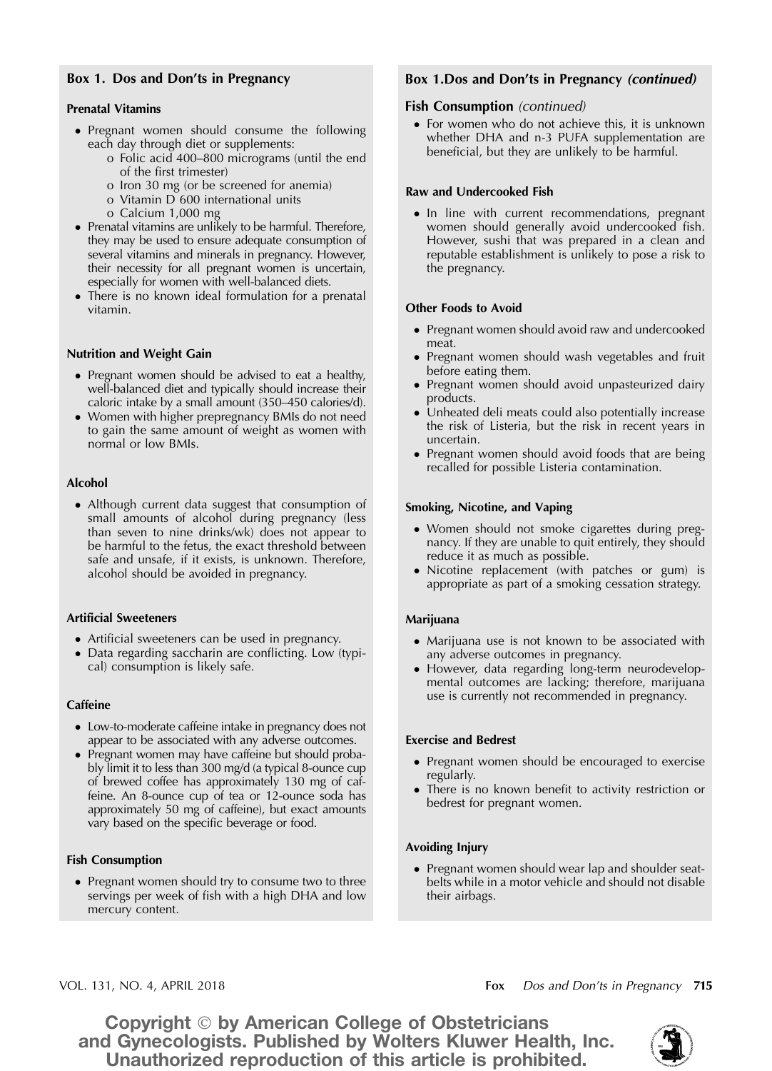## Box 1. Dos and Don'ts in Pregnancy

### Prenatal Vitamins

- Pregnant women should consume the following each day through diet or supplements:
  - o Folic acid 400–800 micrograms (until the end of the first trimester)
  - o Iron 30 mg (or be screened for anemia)
  - o Vitamin D 600 international units
  - o Calcium 1,000 mg
- Prenatal vitamins are unlikely to be harmful. Therefore, they may be used to ensure adequate consumption of several vitamins and minerals in pregnancy. However, their necessity for all pregnant women is uncertain, especially for women with well-balanced diets.
- There is no known ideal formulation for a prenatal vitamin.

### Nutrition and Weight Gain

- Pregnant women should be advised to eat a healthy, well-balanced diet and typically should increase their caloric intake by a small amount (350–450 calories/d).
- Women with higher prepregnancy BMIs do not need to gain the same amount of weight as women with normal or low BMIs.

### Alcohol

- Although current data suggest that consumption of small amounts of alcohol during pregnancy (less than seven to nine drinks/wk) does not appear to be harmful to the fetus, the exact threshold between safe and unsafe, if it exists, is unknown. Therefore, alcohol should be avoided in pregnancy.

### Artificial Sweeteners

- Artificial sweeteners can be used in pregnancy.
- Data regarding saccharin are conflicting. Low (typical) consumption is likely safe.

### Caffeine

- Low-to-moderate caffeine intake in pregnancy does not appear to be associated with any adverse outcomes.
- Pregnant women may have caffeine but should probably limit it to less than 300 mg/d (a typical 8-ounce cup of brewed coffee has approximately 130 mg of caffeine. An 8-ounce cup of tea or 12-ounce soda has approximately 50 mg of caffeine), but exact amounts vary based on the specific beverage or food.

### Fish Consumption

- Pregnant women should try to consume two to three servings per week of fish with a high DHA and low mercury content.

## Box 1. Dos and Don'ts in Pregnancy *(continued)*

### Fish Consumption *(continued)*

- For women who do not achieve this, it is unknown whether DHA and n-3 PUFA supplementation are beneficial, but they are unlikely to be harmful.

### Raw and Undercooked Fish

- In line with current recommendations, pregnant women should generally avoid undercooked fish. However, sushi that was prepared in a clean and reputable establishment is unlikely to pose a risk to the pregnancy.

### Other Foods to Avoid

- Pregnant women should avoid raw and undercooked meat.
- Pregnant women should wash vegetables and fruit before eating them.
- Pregnant women should avoid unpasteurized dairy products.
- Unheated deli meats could also potentially increase the risk of Listeria, but the risk in recent years in uncertain.
- Pregnant women should avoid foods that are being recalled for possible Listeria contamination.

### Smoking, Nicotine, and Vaping

- Women should not smoke cigarettes during pregnancy. If they are unable to quit entirely, they should reduce it as much as possible.
- Nicotine replacement (with patches or gum) is appropriate as part of a smoking cessation strategy.

### Marijuana

- Marijuana use is not known to be associated with any adverse outcomes in pregnancy.
- However, data regarding long-term neurodevelopmental outcomes are lacking; therefore, marijuana use is currently not recommended in pregnancy.

### Exercise and Bedrest

- Pregnant women should be encouraged to exercise regularly.
- There is no known benefit to activity restriction or bedrest for pregnant women.

### Avoiding Injury

- Pregnant women should wear lap and shoulder seatbelts while in a motor vehicle and should not disable their airbags.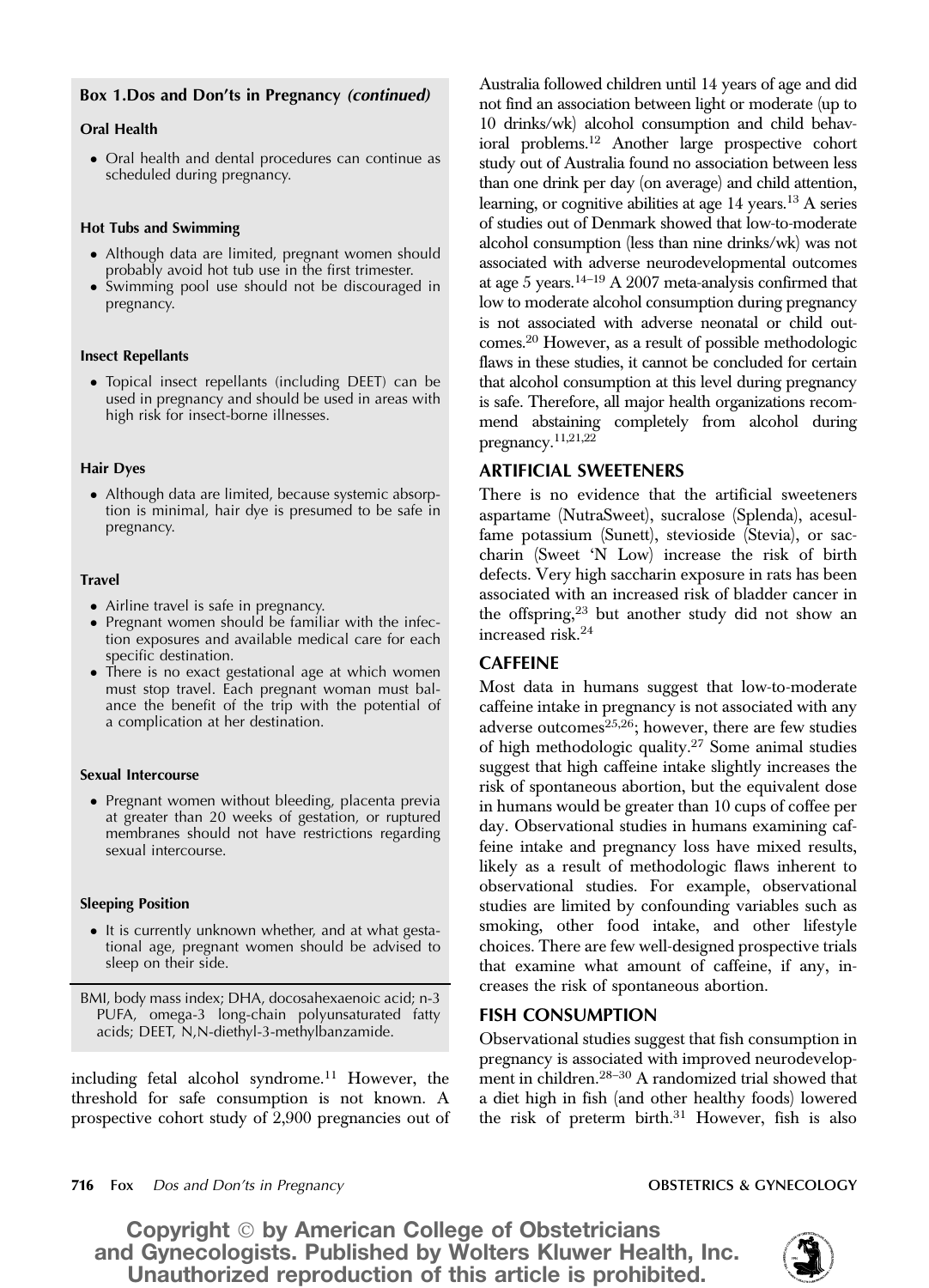**Box 1.Dos and Don'ts in Pregnancy *(continued)***

**Oral Health**

- Oral health and dental procedures can continue as scheduled during pregnancy.

**Hot Tubs and Swimming**

- Although data are limited, pregnant women should probably avoid hot tub use in the first trimester.
- Swimming pool use should not be discouraged in pregnancy.

**Insect Repellants**

- Topical insect repellants (including DEET) can be used in pregnancy and should be used in areas with high risk for insect-borne illnesses.

**Hair Dyes**

- Although data are limited, because systemic absorption is minimal, hair dye is presumed to be safe in pregnancy.

**Travel**

- Airline travel is safe in pregnancy.
- Pregnant women should be familiar with the infection exposures and available medical care for each specific destination.
- There is no exact gestational age at which women must stop travel. Each pregnant woman must balance the benefit of the trip with the potential of a complication at her destination.

**Sexual Intercourse**

- Pregnant women without bleeding, placenta previa at greater than 20 weeks of gestation, or ruptured membranes should not have restrictions regarding sexual intercourse.

**Sleeping Position**

- It is currently unknown whether, and at what gestational age, pregnant women should be advised to sleep on their side.

BMI, body mass index; DHA, docosahexaenoic acid; n-3 PUFA, omega-3 long-chain polyunsaturated fatty acids; DEET, N,N-diethyl-3-methylbanzamide.

including fetal alcohol syndrome.[11] However, the threshold for safe consumption is not known. A prospective cohort study of 2,900 pregnancies out of Australia followed children until 14 years of age and did not find an association between light or moderate (up to 10 drinks/wk) alcohol consumption and child behavioral problems.[12] Another large prospective cohort study out of Australia found no association between less than one drink per day (on average) and child attention, learning, or cognitive abilities at age 14 years.[13] A series of studies out of Denmark showed that low-to-moderate alcohol consumption (less than nine drinks/wk) was not associated with adverse neurodevelopmental outcomes at age 5 years.[14–19] A 2007 meta-analysis confirmed that low to moderate alcohol consumption during pregnancy is not associated with adverse neonatal or child outcomes.[20] However, as a result of possible methodologic flaws in these studies, it cannot be concluded for certain that alcohol consumption at this level during pregnancy is safe. Therefore, all major health organizations recommend abstaining completely from alcohol during pregnancy.[11,21,22]

## ARTIFICIAL SWEETENERS

There is no evidence that the artificial sweeteners aspartame (NutraSweet), sucralose (Splenda), acesulfame potassium (Sunett), stevioside (Stevia), or saccharin (Sweet 'N Low) increase the risk of birth defects. Very high saccharin exposure in rats has been associated with an increased risk of bladder cancer in the offspring,[23] but another study did not show an increased risk.[24]

## CAFFEINE

Most data in humans suggest that low-to-moderate caffeine intake in pregnancy is not associated with any adverse outcomes[25,26]; however, there are few studies of high methodologic quality.[27] Some animal studies suggest that high caffeine intake slightly increases the risk of spontaneous abortion, but the equivalent dose in humans would be greater than 10 cups of coffee per day. Observational studies in humans examining caffeine intake and pregnancy loss have mixed results, likely as a result of methodologic flaws inherent to observational studies. For example, observational studies are limited by confounding variables such as smoking, other food intake, and other lifestyle choices. There are few well-designed prospective trials that examine what amount of caffeine, if any, increases the risk of spontaneous abortion.

## FISH CONSUMPTION

Observational studies suggest that fish consumption in pregnancy is associated with improved neurodevelopment in children.[28–30] A randomized trial showed that a diet high in fish (and other healthy foods) lowered the risk of preterm birth.[31] However, fish is also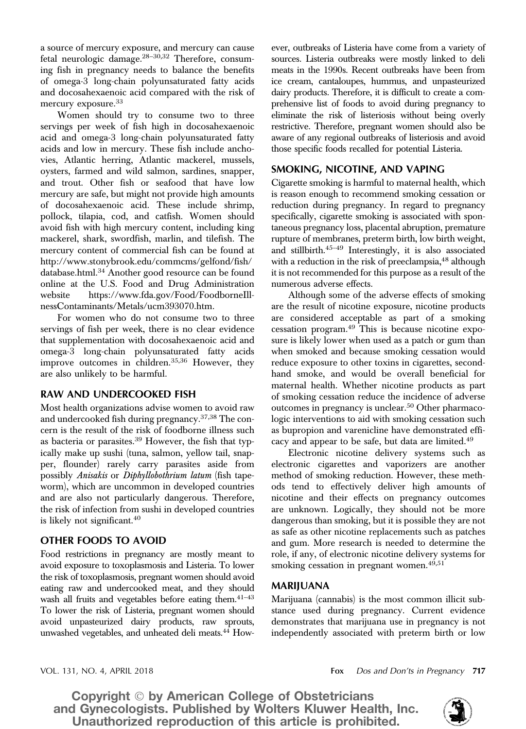a source of mercury exposure, and mercury can cause fetal neurologic damage.[28–30,32] Therefore, consuming fish in pregnancy needs to balance the benefits of omega-3 long-chain polyunsaturated fatty acids and docosahexaenoic acid compared with the risk of mercury exposure.[33]

Women should try to consume two to three servings per week of fish high in docosahexaenoic acid and omega-3 long-chain polyunsaturated fatty acids and low in mercury. These fish include anchovies, Atlantic herring, Atlantic mackerel, mussels, oysters, farmed and wild salmon, sardines, snapper, and trout. Other fish or seafood that have low mercury are safe, but might not provide high amounts of docosahexaenoic acid. These include shrimp, pollock, tilapia, cod, and catfish. Women should avoid fish with high mercury content, including king mackerel, shark, swordfish, marlin, and tilefish. The mercury content of commercial fish can be found at http://www.stonybrook.edu/commcms/gelfond/fish/database.html.[34] Another good resource can be found online at the U.S. Food and Drug Administration website https://www.fda.gov/Food/FoodborneIllnessContaminants/Metals/ucm393070.htm.

For women who do not consume two to three servings of fish per week, there is no clear evidence that supplementation with docosahexaenoic acid and omega-3 long-chain polyunsaturated fatty acids improve outcomes in children.[35,36] However, they are also unlikely to be harmful.

## RAW AND UNDERCOOKED FISH

Most health organizations advise women to avoid raw and undercooked fish during pregnancy.[37,38] The concern is the result of the risk of foodborne illness such as bacteria or parasites.[39] However, the fish that typically make up sushi (tuna, salmon, yellow tail, snapper, flounder) rarely carry parasites aside from possibly *Anisakis* or *Diphyllobothrium latum* (fish tapeworm), which are uncommon in developed countries and are also not particularly dangerous. Therefore, the risk of infection from sushi in developed countries is likely not significant.[40]

## OTHER FOODS TO AVOID

Food restrictions in pregnancy are mostly meant to avoid exposure to toxoplasmosis and Listeria. To lower the risk of toxoplasmosis, pregnant women should avoid eating raw and undercooked meat, and they should wash all fruits and vegetables before eating them.[41–43] To lower the risk of Listeria, pregnant women should avoid unpasteurized dairy products, raw sprouts, unwashed vegetables, and unheated deli meats.[44] However, outbreaks of Listeria have come from a variety of sources. Listeria outbreaks were mostly linked to deli meats in the 1990s. Recent outbreaks have been from ice cream, cantaloupes, hummus, and unpasteurized dairy products. Therefore, it is difficult to create a comprehensive list of foods to avoid during pregnancy to eliminate the risk of listeriosis without being overly restrictive. Therefore, pregnant women should also be aware of any regional outbreaks of listeriosis and avoid those specific foods recalled for potential Listeria.

## SMOKING, NICOTINE, AND VAPING

Cigarette smoking is harmful to maternal health, which is reason enough to recommend smoking cessation or reduction during pregnancy. In regard to pregnancy specifically, cigarette smoking is associated with spontaneous pregnancy loss, placental abruption, premature rupture of membranes, preterm birth, low birth weight, and stillbirth.[45–49] Interestingly, it is also associated with a reduction in the risk of preeclampsia,[48] although it is not recommended for this purpose as a result of the numerous adverse effects.

Although some of the adverse effects of smoking are the result of nicotine exposure, nicotine products are considered acceptable as part of a smoking cessation program.[49] This is because nicotine exposure is likely lower when used as a patch or gum than when smoked and because smoking cessation would reduce exposure to other toxins in cigarettes, secondhand smoke, and would be overall beneficial for maternal health. Whether nicotine products as part of smoking cessation reduce the incidence of adverse outcomes in pregnancy is unclear.[50] Other pharmacologic interventions to aid with smoking cessation such as bupropion and varenicline have demonstrated efficacy and appear to be safe, but data are limited.[49]

Electronic nicotine delivery systems such as electronic cigarettes and vaporizers are another method of smoking reduction. However, these methods tend to effectively deliver high amounts of nicotine and their effects on pregnancy outcomes are unknown. Logically, they should not be more dangerous than smoking, but it is possible they are not as safe as other nicotine replacements such as patches and gum. More research is needed to determine the role, if any, of electronic nicotine delivery systems for smoking cessation in pregnant women.[49,51]

## MARIJUANA

Marijuana (cannabis) is the most common illicit substance used during pregnancy. Current evidence demonstrates that marijuana use in pregnancy is not independently associated with preterm birth or low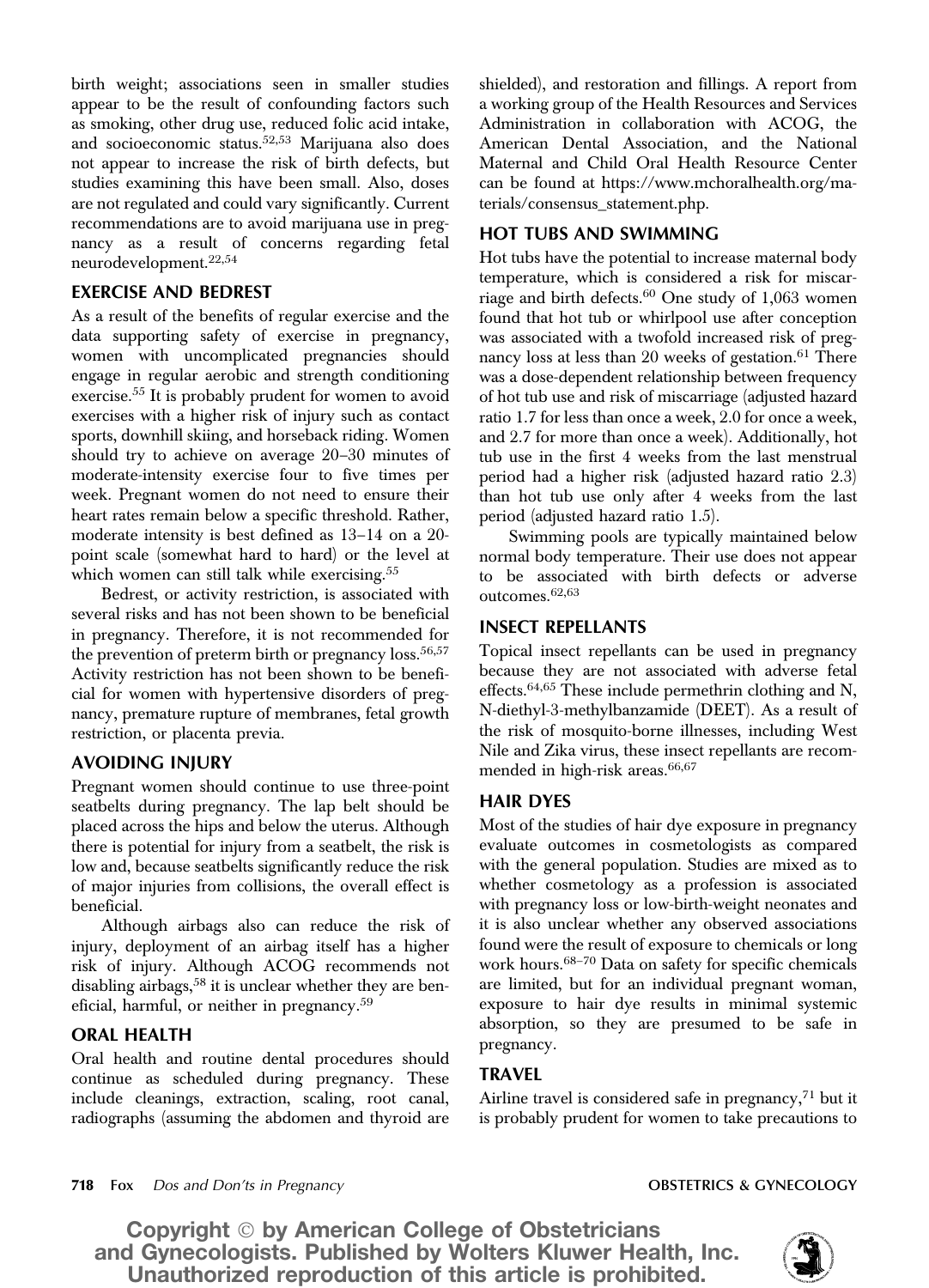birth weight; associations seen in smaller studies appear to be the result of confounding factors such as smoking, other drug use, reduced folic acid intake, and socioeconomic status.[52,53] Marijuana also does not appear to increase the risk of birth defects, but studies examining this have been small. Also, doses are not regulated and could vary significantly. Current recommendations are to avoid marijuana use in pregnancy as a result of concerns regarding fetal neurodevelopment.[22,54]

## EXERCISE AND BEDREST

As a result of the benefits of regular exercise and the data supporting safety of exercise in pregnancy, women with uncomplicated pregnancies should engage in regular aerobic and strength conditioning exercise.[55] It is probably prudent for women to avoid exercises with a higher risk of injury such as contact sports, downhill skiing, and horseback riding. Women should try to achieve on average 20–30 minutes of moderate-intensity exercise four to five times per week. Pregnant women do not need to ensure their heart rates remain below a specific threshold. Rather, moderate intensity is best defined as 13–14 on a 20-point scale (somewhat hard to hard) or the level at which women can still talk while exercising.[55]

Bedrest, or activity restriction, is associated with several risks and has not been shown to be beneficial in pregnancy. Therefore, it is not recommended for the prevention of preterm birth or pregnancy loss.[56,57] Activity restriction has not been shown to be beneficial for women with hypertensive disorders of pregnancy, premature rupture of membranes, fetal growth restriction, or placenta previa.

## AVOIDING INJURY

Pregnant women should continue to use three-point seatbelts during pregnancy. The lap belt should be placed across the hips and below the uterus. Although there is potential for injury from a seatbelt, the risk is low and, because seatbelts significantly reduce the risk of major injuries from collisions, the overall effect is beneficial.

Although airbags also can reduce the risk of injury, deployment of an airbag itself has a higher risk of injury. Although ACOG recommends not disabling airbags,[58] it is unclear whether they are beneficial, harmful, or neither in pregnancy.[59]

## ORAL HEALTH

Oral health and routine dental procedures should continue as scheduled during pregnancy. These include cleanings, extraction, scaling, root canal, radiographs (assuming the abdomen and thyroid are shielded), and restoration and fillings. A report from a working group of the Health Resources and Services Administration in collaboration with ACOG, the American Dental Association, and the National Maternal and Child Oral Health Resource Center can be found at https://www.mchoralhealth.org/materials/consensus_statement.php.

## HOT TUBS AND SWIMMING

Hot tubs have the potential to increase maternal body temperature, which is considered a risk for miscarriage and birth defects.[60] One study of 1,063 women found that hot tub or whirlpool use after conception was associated with a twofold increased risk of pregnancy loss at less than 20 weeks of gestation.[61] There was a dose-dependent relationship between frequency of hot tub use and risk of miscarriage (adjusted hazard ratio 1.7 for less than once a week, 2.0 for once a week, and 2.7 for more than once a week). Additionally, hot tub use in the first 4 weeks from the last menstrual period had a higher risk (adjusted hazard ratio 2.3) than hot tub use only after 4 weeks from the last period (adjusted hazard ratio 1.5).

Swimming pools are typically maintained below normal body temperature. Their use does not appear to be associated with birth defects or adverse outcomes.[62,63]

## INSECT REPELLANTS

Topical insect repellants can be used in pregnancy because they are not associated with adverse fetal effects.[64,65] These include permethrin clothing and N, N-diethyl-3-methylbanzamide (DEET). As a result of the risk of mosquito-borne illnesses, including West Nile and Zika virus, these insect repellants are recommended in high-risk areas.[66,67]

## HAIR DYES

Most of the studies of hair dye exposure in pregnancy evaluate outcomes in cosmetologists as compared with the general population. Studies are mixed as to whether cosmetology as a profession is associated with pregnancy loss or low-birth-weight neonates and it is also unclear whether any observed associations found were the result of exposure to chemicals or long work hours.[68–70] Data on safety for specific chemicals are limited, but for an individual pregnant woman, exposure to hair dye results in minimal systemic absorption, so they are presumed to be safe in pregnancy.

## TRAVEL

Airline travel is considered safe in pregnancy,[71] but it is probably prudent for women to take precautions to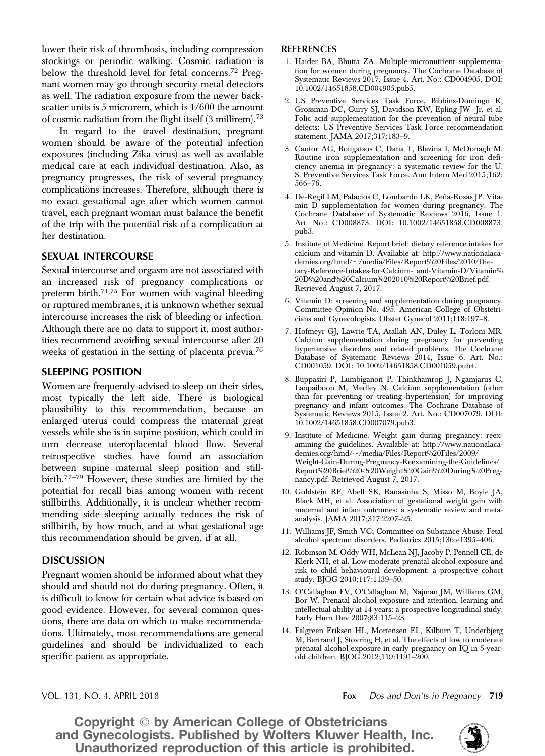lower their risk of thrombosis, including compression stockings or periodic walking. Cosmic radiation is below the threshold level for fetal concerns.[72] Pregnant women may go through security metal detectors as well. The radiation exposure from the newer backscatter units is 5 microrem, which is 1/600 the amount of cosmic radiation from the flight itself (3 millirem).[73]

In regard to the travel destination, pregnant women should be aware of the potential infection exposures (including Zika virus) as well as available medical care at each individual destination. Also, as pregnancy progresses, the risk of several pregnancy complications increases. Therefore, although there is no exact gestational age after which women cannot travel, each pregnant woman must balance the benefit of the trip with the potential risk of a complication at her destination.

## SEXUAL INTERCOURSE

Sexual intercourse and orgasm are not associated with an increased risk of pregnancy complications or preterm birth.[74,75] For women with vaginal bleeding or ruptured membranes, it is unknown whether sexual intercourse increases the risk of bleeding or infection. Although there are no data to support it, most authorities recommend avoiding sexual intercourse after 20 weeks of gestation in the setting of placenta previa.[76]

## SLEEPING POSITION

Women are frequently advised to sleep on their sides, most typically the left side. There is biological plausibility to this recommendation, because an enlarged uterus could compress the maternal great vessels while she is in supine position, which could in turn decrease uteroplacental blood flow. Several retrospective studies have found an association between supine maternal sleep position and stillbirth.[77–79] However, these studies are limited by the potential for recall bias among women with recent stillbirths. Additionally, it is unclear whether recommending side sleeping actually reduces the risk of stillbirth, by how much, and at what gestational age this recommendation should be given, if at all.

## DISCUSSION

Pregnant women should be informed about what they should and should not do during pregnancy. Often, it is difficult to know for certain what advice is based on good evidence. However, for several common questions, there are data on which to make recommendations. Ultimately, most recommendations are general guidelines and should be individualized to each specific patient as appropriate.

## REFERENCES

1. Haider BA, Bhutta ZA. Multiple-micronutrient supplementation for women during pregnancy. The Cochrane Database of Systematic Reviews 2017, Issue 4. Art. No.: CD004905. DOI: 10.1002/14651858.CD004905.pub5.
2. US Preventive Services Task Force, Bibbins-Domingo K, Grossman DC, Curry SJ, Davidson KW, Epling JW Jr, et al. Folic acid supplementation for the prevention of neural tube defects: US Preventive Services Task Force recommendation statement. JAMA 2017;317:183–9.
3. Cantor AG, Bougatsos C, Dana T, Blazina I, McDonagh M. Routine iron supplementation and screening for iron deficiency anemia in pregnancy: a systematic review for the U. S. Preventive Services Task Force. Ann Intern Med 2015;162:566–76.
4. De-Regil LM, Palacios C, Lombardo LK, Peña-Rosas JP. Vitamin D supplementation for women during pregnancy. The Cochrane Database of Systematic Reviews 2016, Issue 1. Art. No.: CD008873. DOI: 10.1002/14651858.CD008873.pub3.
5. Institute of Medicine. Report brief: dietary reference intakes for calcium and vitamin D. Available at: http://www.nationalacademies.org/hmd/~/media/Files/Report%20Files/2010/Dietary-Reference-Intakes-for-Calcium- and-Vitamin-D/Vitamin%20D%20and%20Calcium%202010%20Report%20Brief.pdf. Retrieved August 7, 2017.
6. Vitamin D: screening and supplementation during pregnancy. Committee Opinion No. 495. American College of Obstetricians and Gynecologists. Obstet Gynecol 2011;118:197–8.
7. Hofmeyr GJ, Lawrie TA, Atallah AN, Duley L, Torloni MR. Calcium supplementation during pregnancy for preventing hypertensive disorders and related problems. The Cochrane Database of Systematic Reviews 2014, Issue 6. Art. No.: CD001059. DOI: 10.1002/14651858.CD001059.pub4.
8. Buppasiri P, Lumbiganon P, Thinkhamrop J, Ngamjarus C, Laopaiboon M, Medley N. Calcium supplementation (other than for preventing or treating hypertension) for improving pregnancy and infant outcomes. The Cochrane Database of Systematic Reviews 2015, Issue 2. Art. No.: CD007079. DOI: 10.1002/14651858.CD007079.pub3.
9. Institute of Medicine. Weight gain during pregnancy: reexamining the guidelines. Available at: http://www.nationalacademies.org/hmd/~/media/Files/Report%20Files/2009/Weight-Gain-During-Pregnancy-Reexamining-the-Guidelines/Report%20Brief%20-%20Weight%20Gain%20During%20Pregnancy.pdf. Retrieved August 7, 2017.
10. Goldstein RF, Abell SK, Ranasinha S, Misso M, Boyle JA, Black MH, et al. Association of gestational weight gain with maternal and infant outcomes: a systematic review and meta-analysis. JAMA 2017;317:2207–25.
11. Williams JF, Smith VC; Committee on Substance Abuse. Fetal alcohol spectrum disorders. Pediatrics 2015;136:e1395–406.
12. Robinson M, Oddy WH, McLean NJ, Jacoby P, Pennell CE, de Klerk NH, et al. Low-moderate prenatal alcohol exposure and risk to child behavioural development: a prospective cohort study. BJOG 2010;117:1139–50.
13. O'Callaghan FV, O'Callaghan M, Najman JM, Williams GM, Bor W. Prenatal alcohol exposure and attention, learning and intellectual ability at 14 years: a prospective longitudinal study. Early Hum Dev 2007;83:115–23.
14. Falgreen Eriksen HL, Mortensen EL, Kilburn T, Underbjerg M, Bertrand J, Støvring H, et al. The effects of low to moderate prenatal alcohol exposure in early pregnancy on IQ in 5-year-old children. BJOG 2012;119:1191–200.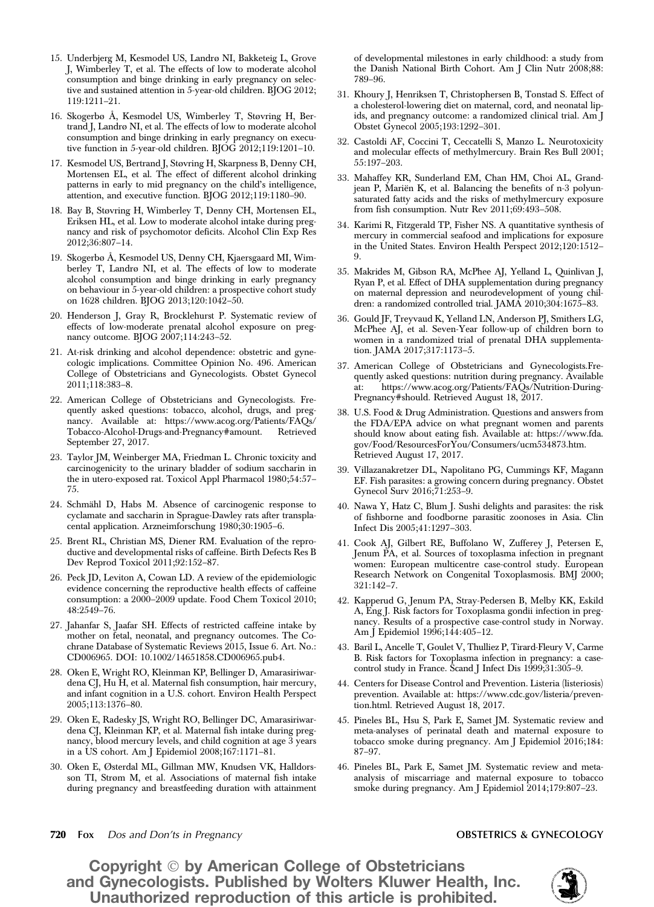15. Underbjerg M, Kesmodel US, Landrø NI, Bakketeig L, Grove J, Wimberley T, et al. The effects of low to moderate alcohol consumption and binge drinking in early pregnancy on selective and sustained attention in 5-year-old children. BJOG 2012;119:1211–21.
16. Skogerbø Å, Kesmodel US, Wimberley T, Støvring H, Bertrand J, Landrø NI, et al. The effects of low to moderate alcohol consumption and binge drinking in early pregnancy on executive function in 5-year-old children. BJOG 2012;119:1201–10.
17. Kesmodel US, Bertrand J, Støvring H, Skarpness B, Denny CH, Mortensen EL, et al. The effect of different alcohol drinking patterns in early to mid pregnancy on the child's intelligence, attention, and executive function. BJOG 2012;119:1180–90.
18. Bay B, Støvring H, Wimberley T, Denny CH, Mortensen EL, Eriksen HL, et al. Low to moderate alcohol intake during pregnancy and risk of psychomotor deficits. Alcohol Clin Exp Res 2012;36:807–14.
19. Skogerbø Å, Kesmodel US, Denny CH, Kjaersgaard MI, Wimberley T, Landrø NI, et al. The effects of low to moderate alcohol consumption and binge drinking in early pregnancy on behaviour in 5-year-old children: a prospective cohort study on 1628 children. BJOG 2013;120:1042–50.
20. Henderson J, Gray R, Brocklehurst P. Systematic review of effects of low-moderate prenatal alcohol exposure on pregnancy outcome. BJOG 2007;114:243–52.
21. At-risk drinking and alcohol dependence: obstetric and gynecologic implications. Committee Opinion No. 496. American College of Obstetricians and Gynecologists. Obstet Gynecol 2011;118:383–8.
22. American College of Obstetricians and Gynecologists. Frequently asked questions: tobacco, alcohol, drugs, and pregnancy. Available at: https://www.acog.org/Patients/FAQs/Tobacco-Alcohol-Drugs-and-Pregnancy#amount. Retrieved September 27, 2017.
23. Taylor JM, Weinberger MA, Friedman L. Chronic toxicity and carcinogenicity to the urinary bladder of sodium saccharin in the in utero-exposed rat. Toxicol Appl Pharmacol 1980;54:57–75.
24. Schmähl D, Habs M. Absence of carcinogenic response to cyclamate and saccharin in Sprague-Dawley rats after transplacental application. Arzneimforschung 1980;30:1905–6.
25. Brent RL, Christian MS, Diener RM. Evaluation of the reproductive and developmental risks of caffeine. Birth Defects Res B Dev Reprod Toxicol 2011;92:152–87.
26. Peck JD, Leviton A, Cowan LD. A review of the epidemiologic evidence concerning the reproductive health effects of caffeine consumption: a 2000–2009 update. Food Chem Toxicol 2010;48:2549–76.
27. Jahanfar S, Jaafar SH. Effects of restricted caffeine intake by mother on fetal, neonatal, and pregnancy outcomes. The Cochrane Database of Systematic Reviews 2015, Issue 6. Art. No.: CD006965. DOI: 10.1002/14651858.CD006965.pub4.
28. Oken E, Wright RO, Kleinman KP, Bellinger D, Amarasiriwardena CJ, Hu H, et al. Maternal fish consumption, hair mercury, and infant cognition in a U.S. cohort. Environ Health Perspect 2005;113:1376–80.
29. Oken E, Radesky JS, Wright RO, Bellinger DC, Amarasiriwardena CJ, Kleinman KP, et al. Maternal fish intake during pregnancy, blood mercury levels, and child cognition at age 3 years in a US cohort. Am J Epidemiol 2008;167:1171–81.
30. Oken E, Østerdal ML, Gillman MW, Knudsen VK, Halldorsson TI, Strøm M, et al. Associations of maternal fish intake during pregnancy and breastfeeding duration with attainment of developmental milestones in early childhood: a study from the Danish National Birth Cohort. Am J Clin Nutr 2008;88:789–96.
31. Khoury J, Henriksen T, Christophersen B, Tonstad S. Effect of a cholesterol-lowering diet on maternal, cord, and neonatal lipids, and pregnancy outcome: a randomized clinical trial. Am J Obstet Gynecol 2005;193:1292–301.
32. Castoldi AF, Coccini T, Ceccatelli S, Manzo L. Neurotoxicity and molecular effects of methylmercury. Brain Res Bull 2001;55:197–203.
33. Mahaffey KR, Sunderland EM, Chan HM, Choi AL, Grandjean P, Mariën K, et al. Balancing the benefits of n-3 polyunsaturated fatty acids and the risks of methylmercury exposure from fish consumption. Nutr Rev 2011;69:493–508.
34. Karimi R, Fitzgerald TP, Fisher NS. A quantitative synthesis of mercury in commercial seafood and implications for exposure in the United States. Environ Health Perspect 2012;120:1512–9.
35. Makrides M, Gibson RA, McPhee AJ, Yelland L, Quinlivan J, Ryan P, et al. Effect of DHA supplementation during pregnancy on maternal depression and neurodevelopment of young children: a randomized controlled trial. JAMA 2010;304:1675–83.
36. Gould JF, Treyvaud K, Yelland LN, Anderson PJ, Smithers LG, McPhee AJ, et al. Seven-Year follow-up of children born to women in a randomized trial of prenatal DHA supplementation. JAMA 2017;317:1173–5.
37. American College of Obstetricians and Gynecologists.Frequently asked questions: nutrition during pregnancy. Available at: https://www.acog.org/Patients/FAQs/Nutrition-During-Pregnancy#should. Retrieved August 18, 2017.
38. U.S. Food & Drug Administration. Questions and answers from the FDA/EPA advice on what pregnant women and parents should know about eating fish. Available at: https://www.fda.gov/Food/ResourcesForYou/Consumers/ucm534873.htm. Retrieved August 17, 2017.
39. Villazanakretzer DL, Napolitano PG, Cummings KF, Magann EF. Fish parasites: a growing concern during pregnancy. Obstet Gynecol Surv 2016;71:253–9.
40. Nawa Y, Hatz C, Blum J. Sushi delights and parasites: the risk of fishborne and foodborne parasitic zoonoses in Asia. Clin Infect Dis 2005;41:1297–303.
41. Cook AJ, Gilbert RE, Buffolano W, Zufferey J, Petersen E, Jenum PA, et al. Sources of toxoplasma infection in pregnant women: European multicentre case-control study. European Research Network on Congenital Toxoplasmosis. BMJ 2000;321:142–7.
42. Kapperud G, Jenum PA, Stray-Pedersen B, Melby KK, Eskild A, Eng J. Risk factors for Toxoplasma gondii infection in pregnancy. Results of a prospective case-control study in Norway. Am J Epidemiol 1996;144:405–12.
43. Baril L, Ancelle T, Goulet V, Thulliez P, Tirard-Fleury V, Carme B. Risk factors for Toxoplasma infection in pregnancy: a case-control study in France. Scand J Infect Dis 1999;31:305–9.
44. Centers for Disease Control and Prevention. Listeria (listeriosis) prevention. Available at: https://www.cdc.gov/listeria/prevention.html. Retrieved August 18, 2017.
45. Pineles BL, Hsu S, Park E, Samet JM. Systematic review and meta-analyses of perinatal death and maternal exposure to tobacco smoke during pregnancy. Am J Epidemiol 2016;184:87–97.
46. Pineles BL, Park E, Samet JM. Systematic review and meta-analysis of miscarriage and maternal exposure to tobacco smoke during pregnancy. Am J Epidemiol 2014;179:807–23.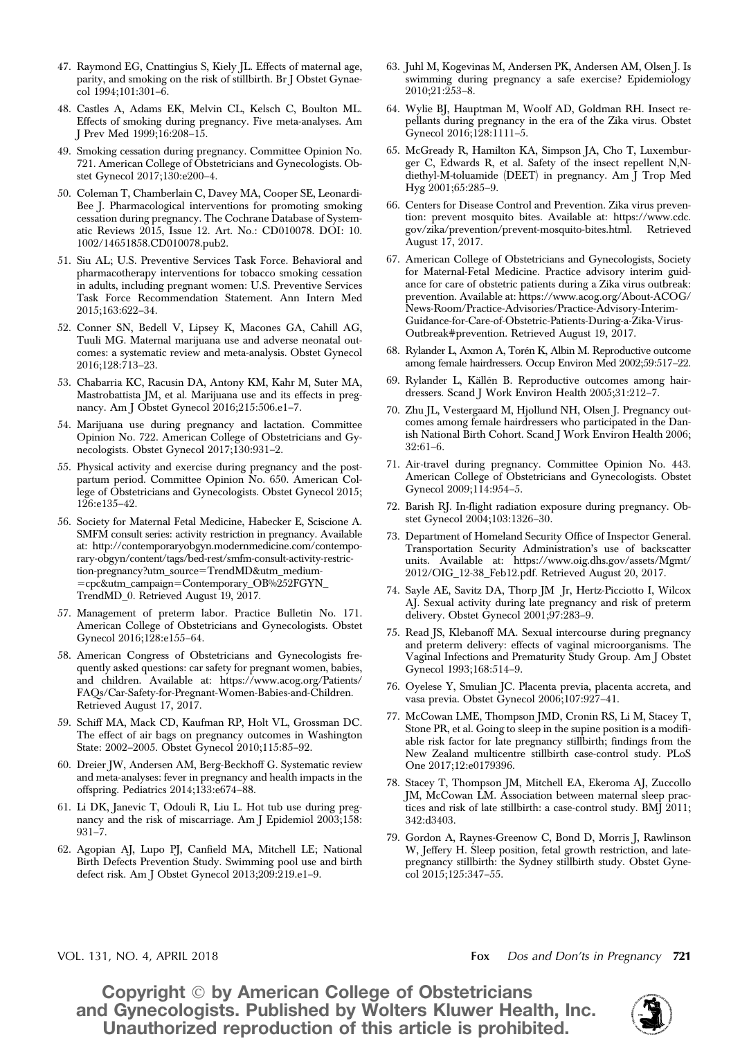47. Raymond EG, Cnattingius S, Kiely JL. Effects of maternal age, parity, and smoking on the risk of stillbirth. Br J Obstet Gynaecol 1994;101:301–6.

48. Castles A, Adams EK, Melvin CL, Kelsch C, Boulton ML. Effects of smoking during pregnancy. Five meta-analyses. Am J Prev Med 1999;16:208–15.

49. Smoking cessation during pregnancy. Committee Opinion No. 721. American College of Obstetricians and Gynecologists. Obstet Gynecol 2017;130:e200–4.

50. Coleman T, Chamberlain C, Davey MA, Cooper SE, Leonardi-Bee J. Pharmacological interventions for promoting smoking cessation during pregnancy. The Cochrane Database of Systematic Reviews 2015, Issue 12. Art. No.: CD010078. DOI: 10.1002/14651858.CD010078.pub2.

51. Siu AL; U.S. Preventive Services Task Force. Behavioral and pharmacotherapy interventions for tobacco smoking cessation in adults, including pregnant women: U.S. Preventive Services Task Force Recommendation Statement. Ann Intern Med 2015;163:622–34.

52. Conner SN, Bedell V, Lipsey K, Macones GA, Cahill AG, Tuuli MG. Maternal marijuana use and adverse neonatal outcomes: a systematic review and meta-analysis. Obstet Gynecol 2016;128:713–23.

53. Chabarria KC, Racusin DA, Antony KM, Kahr M, Suter MA, Mastrobattista JM, et al. Marijuana use and its effects in pregnancy. Am J Obstet Gynecol 2016;215:506.e1–7.

54. Marijuana use during pregnancy and lactation. Committee Opinion No. 722. American College of Obstetricians and Gynecologists. Obstet Gynecol 2017;130:931–2.

55. Physical activity and exercise during pregnancy and the postpartum period. Committee Opinion No. 650. American College of Obstetricians and Gynecologists. Obstet Gynecol 2015; 126:e135–42.

56. Society for Maternal Fetal Medicine, Habecker E, Sciscione A. SMFM consult series: activity restriction in pregnancy. Available at: http://contemporaryobgyn.modernmedicine.com/contemporary-obgyn/content/tags/bed-rest/smfm-consult-activity-restriction-pregnancy?utm_source=TrendMD&utm_medium=cpc&utm_campaign=Contemporary_OB%252FGYN_TrendMD_0. Retrieved August 19, 2017.

57. Management of preterm labor. Practice Bulletin No. 171. American College of Obstetricians and Gynecologists. Obstet Gynecol 2016;128:e155–64.

58. American Congress of Obstetricians and Gynecologists frequently asked questions: car safety for pregnant women, babies, and children. Available at: https://www.acog.org/Patients/FAQs/Car-Safety-for-Pregnant-Women-Babies-and-Children. Retrieved August 17, 2017.

59. Schiff MA, Mack CD, Kaufman RP, Holt VL, Grossman DC. The effect of air bags on pregnancy outcomes in Washington State: 2002–2005. Obstet Gynecol 2010;115:85–92.

60. Dreier JW, Andersen AM, Berg-Beckhoff G. Systematic review and meta-analyses: fever in pregnancy and health impacts in the offspring. Pediatrics 2014;133:e674–88.

61. Li DK, Janevic T, Odouli R, Liu L. Hot tub use during pregnancy and the risk of miscarriage. Am J Epidemiol 2003;158: 931–7.

62. Agopian AJ, Lupo PJ, Canfield MA, Mitchell LE; National Birth Defects Prevention Study. Swimming pool use and birth defect risk. Am J Obstet Gynecol 2013;209:219.e1–9.

63. Juhl M, Kogevinas M, Andersen PK, Andersen AM, Olsen J. Is swimming during pregnancy a safe exercise? Epidemiology 2010;21:253–8.

64. Wylie BJ, Hauptman M, Woolf AD, Goldman RH. Insect repellents during pregnancy in the era of the Zika virus. Obstet Gynecol 2016;128:1111–5.

65. McGready R, Hamilton KA, Simpson JA, Cho T, Luxemburger C, Edwards R, et al. Safety of the insect repellent N,N-diethyl-M-toluamide (DEET) in pregnancy. Am J Trop Med Hyg 2001;65:285–9.

66. Centers for Disease Control and Prevention. Zika virus prevention: prevent mosquito bites. Available at: https://www.cdc.gov/zika/prevention/prevent-mosquito-bites.html. Retrieved August 17, 2017.

67. American College of Obstetricians and Gynecologists, Society for Maternal-Fetal Medicine. Practice advisory interim guidance for care of obstetric patients during a Zika virus outbreak: prevention. Available at: https://www.acog.org/About-ACOG/News-Room/Practice-Advisories/Practice-Advisory-Interim-Guidance-for-Care-of-Obstetric-Patients-During-a-Zika-Virus-Outbreak#prevention. Retrieved August 19, 2017.

68. Rylander L, Axmon A, Torén K, Albin M. Reproductive outcome among female hairdressers. Occup Environ Med 2002;59:517–22.

69. Rylander L, Källén B. Reproductive outcomes among hairdressers. Scand J Work Environ Health 2005;31:212–7.

70. Zhu JL, Vestergaard M, Hjollund NH, Olsen J. Pregnancy outcomes among female hairdressers who participated in the Danish National Birth Cohort. Scand J Work Environ Health 2006; 32:61–6.

71. Air-travel during pregnancy. Committee Opinion No. 443. American College of Obstetricians and Gynecologists. Obstet Gynecol 2009;114:954–5.

72. Barish RJ. In-flight radiation exposure during pregnancy. Obstet Gynecol 2004;103:1326–30.

73. Department of Homeland Security Office of Inspector General. Transportation Security Administration's use of backscatter units. Available at: https://www.oig.dhs.gov/assets/Mgmt/2012/OIG_12-38_Feb12.pdf. Retrieved August 20, 2017.

74. Sayle AE, Savitz DA, Thorp JM Jr, Hertz-Picciotto I, Wilcox AJ. Sexual activity during late pregnancy and risk of preterm delivery. Obstet Gynecol 2001;97:283–9.

75. Read JS, Klebanoff MA. Sexual intercourse during pregnancy and preterm delivery: effects of vaginal microorganisms. The Vaginal Infections and Prematurity Study Group. Am J Obstet Gynecol 1993;168:514–9.

76. Oyelese Y, Smulian JC. Placenta previa, placenta accreta, and vasa previa. Obstet Gynecol 2006;107:927–41.

77. McCowan LME, Thompson JMD, Cronin RS, Li M, Stacey T, Stone PR, et al. Going to sleep in the supine position is a modifiable risk factor for late pregnancy stillbirth; findings from the New Zealand multicentre stillbirth case-control study. PLoS One 2017;12:e0179396.

78. Stacey T, Thompson JM, Mitchell EA, Ekeroma AJ, Zuccollo JM, McCowan LM. Association between maternal sleep practices and risk of late stillbirth: a case-control study. BMJ 2011; 342:d3403.

79. Gordon A, Raynes-Greenow C, Bond D, Morris J, Rawlinson W, Jeffery H. Sleep position, fetal growth restriction, and late-pregnancy stillbirth: the Sydney stillbirth study. Obstet Gynecol 2015;125:347–55.

**Copyright © by American College of Obstetricians and Gynecologists. Published by Wolters Kluwer Health, Inc. Unauthorized reproduction of this article is prohibited.**